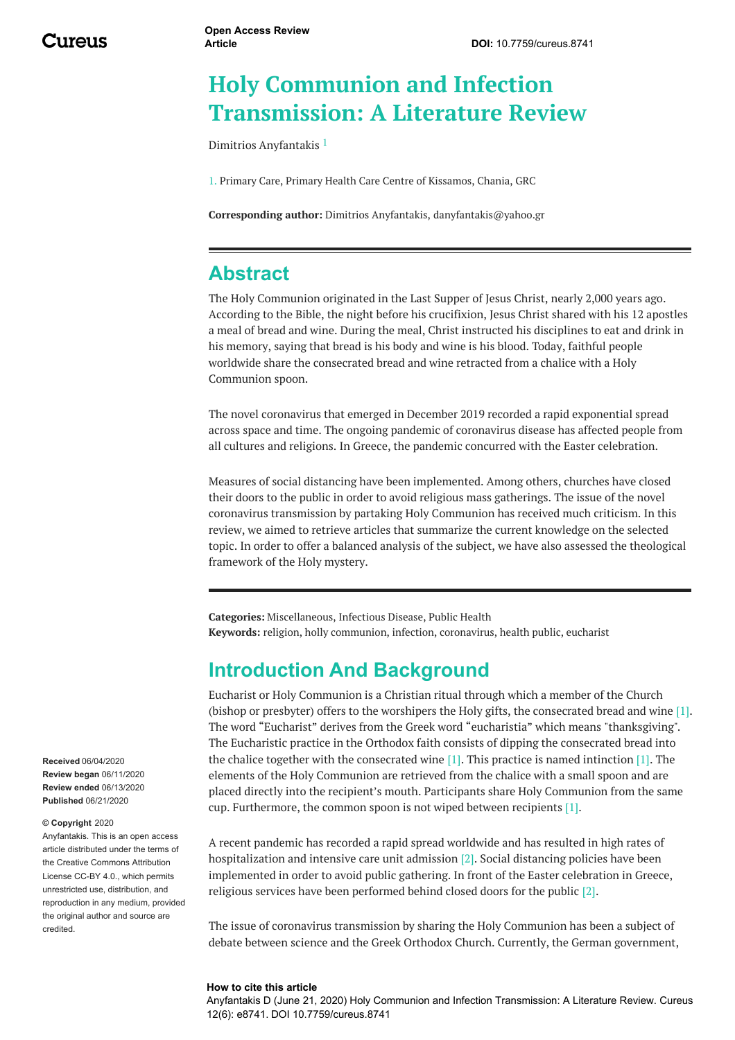Open Access Review Article

DOI: 10.7759/cureus.8741

# Holy Communion and Infection Transmission: A Literature Review

Dimitrios Anyfantakis [1]

1. Primary Care, Primary Health Care Centre of Kissamos, Chania, GRC

**Corresponding author:** Dimitrios Anyfantakis, danyfantakis@yahoo.gr

## Abstract

The Holy Communion originated in the Last Supper of Jesus Christ, nearly 2,000 years ago. According to the Bible, the night before his crucifixion, Jesus Christ shared with his 12 apostles a meal of bread and wine. During the meal, Christ instructed his disciplines to eat and drink in his memory, saying that bread is his body and wine is his blood. Today, faithful people worldwide share the consecrated bread and wine retracted from a chalice with a Holy Communion spoon.

The novel coronavirus that emerged in December 2019 recorded a rapid exponential spread across space and time. The ongoing pandemic of coronavirus disease has affected people from all cultures and religions. In Greece, the pandemic concurred with the Easter celebration.

Measures of social distancing have been implemented. Among others, churches have closed their doors to the public in order to avoid religious mass gatherings. The issue of the novel coronavirus transmission by partaking Holy Communion has received much criticism. In this review, we aimed to retrieve articles that summarize the current knowledge on the selected topic. In order to offer a balanced analysis of the subject, we have also assessed the theological framework of the Holy mystery.

**Categories:** Miscellaneous, Infectious Disease, Public Health
**Keywords:** religion, holly communion, infection, coronavirus, health public, eucharist

## Introduction And Background

Eucharist or Holy Communion is a Christian ritual through which a member of the Church (bishop or presbyter) offers to the worshipers the Holy gifts, the consecrated bread and wine [1]. The word “Eucharist” derives from the Greek word “eucharistia” which means "thanksgiving". The Eucharistic practice in the Orthodox faith consists of dipping the consecrated bread into the chalice together with the consecrated wine [1]. This practice is named intinction [1]. The elements of the Holy Communion are retrieved from the chalice with a small spoon and are placed directly into the recipient’s mouth. Participants share Holy Communion from the same cup. Furthermore, the common spoon is not wiped between recipients [1].

A recent pandemic has recorded a rapid spread worldwide and has resulted in high rates of hospitalization and intensive care unit admission [2]. Social distancing policies have been implemented in order to avoid public gathering. In front of the Easter celebration in Greece, religious services have been performed behind closed doors for the public [2].

The issue of coronavirus transmission by sharing the Holy Communion has been a subject of debate between science and the Greek Orthodox Church. Currently, the German government,

**Received** 06/04/2020
**Review began** 06/11/2020
**Review ended** 06/13/2020
**Published** 06/21/2020

**© Copyright** 2020
Anyfantakis. This is an open access article distributed under the terms of the Creative Commons Attribution License CC-BY 4.0., which permits unrestricted use, distribution, and reproduction in any medium, provided the original author and source are credited.

**How to cite this article**
Anyfantakis D (June 21, 2020) Holy Communion and Infection Transmission: A Literature Review. Cureus 12(6): e8741. DOI 10.7759/cureus.8741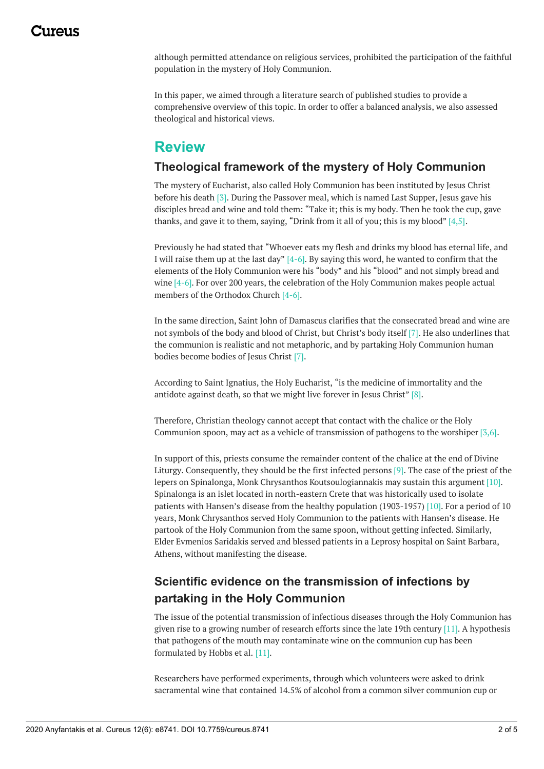although permitted attendance on religious services, prohibited the participation of the faithful population in the mystery of Holy Communion.

In this paper, we aimed through a literature search of published studies to provide a comprehensive overview of this topic. In order to offer a balanced analysis, we also assessed theological and historical views.

# Review

## Theological framework of the mystery of Holy Communion

The mystery of Eucharist, also called Holy Communion has been instituted by Jesus Christ before his death [3]. During the Passover meal, which is named Last Supper, Jesus gave his disciples bread and wine and told them: "Take it; this is my body. Then he took the cup, gave thanks, and gave it to them, saying, "Drink from it all of you; this is my blood" [4,5].

Previously he had stated that "Whoever eats my flesh and drinks my blood has eternal life, and I will raise them up at the last day" [4-6]. By saying this word, he wanted to confirm that the elements of the Holy Communion were his "body" and his "blood" and not simply bread and wine [4-6]. For over 200 years, the celebration of the Holy Communion makes people actual members of the Orthodox Church [4-6].

In the same direction, Saint John of Damascus clarifies that the consecrated bread and wine are not symbols of the body and blood of Christ, but Christ's body itself [7]. He also underlines that the communion is realistic and not metaphoric, and by partaking Holy Communion human bodies become bodies of Jesus Christ [7].

According to Saint Ignatius, the Holy Eucharist, "is the medicine of immortality and the antidote against death, so that we might live forever in Jesus Christ" [8].

Therefore, Christian theology cannot accept that contact with the chalice or the Holy Communion spoon, may act as a vehicle of transmission of pathogens to the worshiper [3,6].

In support of this, priests consume the remainder content of the chalice at the end of Divine Liturgy. Consequently, they should be the first infected persons [9]. The case of the priest of the lepers on Spinalonga, Monk Chrysanthos Koutsoulogiannakis may sustain this argument [10]. Spinalonga is an islet located in north-eastern Crete that was historically used to isolate patients with Hansen's disease from the healthy population (1903-1957) [10]. For a period of 10 years, Monk Chrysanthos served Holy Communion to the patients with Hansen's disease. He partook of the Holy Communion from the same spoon, without getting infected. Similarly, Elder Evmenios Saridakis served and blessed patients in a Leprosy hospital on Saint Barbara, Athens, without manifesting the disease.

## Scientific evidence on the transmission of infections by partaking in the Holy Communion

The issue of the potential transmission of infectious diseases through the Holy Communion has given rise to a growing number of research efforts since the late 19th century [11]. A hypothesis that pathogens of the mouth may contaminate wine on the communion cup has been formulated by Hobbs et al. [11].

Researchers have performed experiments, through which volunteers were asked to drink sacramental wine that contained 14.5% of alcohol from a common silver communion cup or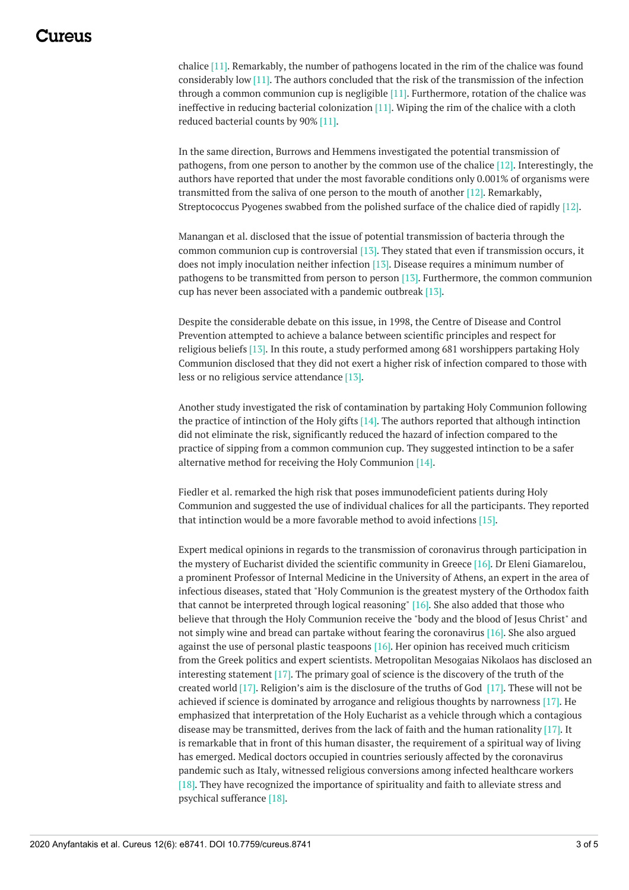chalice [11]. Remarkably, the number of pathogens located in the rim of the chalice was found considerably low [11]. The authors concluded that the risk of the transmission of the infection through a common communion cup is negligible [11]. Furthermore, rotation of the chalice was ineffective in reducing bacterial colonization [11]. Wiping the rim of the chalice with a cloth reduced bacterial counts by 90% [11].

In the same direction, Burrows and Hemmens investigated the potential transmission of pathogens, from one person to another by the common use of the chalice [12]. Interestingly, the authors have reported that under the most favorable conditions only 0.001% of organisms were transmitted from the saliva of one person to the mouth of another [12]. Remarkably, Streptococcus Pyogenes swabbed from the polished surface of the chalice died of rapidly [12].

Manangan et al. disclosed that the issue of potential transmission of bacteria through the common communion cup is controversial [13]. They stated that even if transmission occurs, it does not imply inoculation neither infection [13]. Disease requires a minimum number of pathogens to be transmitted from person to person [13]. Furthermore, the common communion cup has never been associated with a pandemic outbreak [13].

Despite the considerable debate on this issue, in 1998, the Centre of Disease and Control Prevention attempted to achieve a balance between scientific principles and respect for religious beliefs [13]. In this route, a study performed among 681 worshippers partaking Holy Communion disclosed that they did not exert a higher risk of infection compared to those with less or no religious service attendance [13].

Another study investigated the risk of contamination by partaking Holy Communion following the practice of intinction of the Holy gifts [14]. The authors reported that although intinction did not eliminate the risk, significantly reduced the hazard of infection compared to the practice of sipping from a common communion cup. They suggested intinction to be a safer alternative method for receiving the Holy Communion [14].

Fiedler et al. remarked the high risk that poses immunodeficient patients during Holy Communion and suggested the use of individual chalices for all the participants. They reported that intinction would be a more favorable method to avoid infections [15].

Expert medical opinions in regards to the transmission of coronavirus through participation in the mystery of Eucharist divided the scientific community in Greece [16]. Dr Eleni Giamarelou, a prominent Professor of Internal Medicine in the University of Athens, an expert in the area of infectious diseases, stated that "Holy Communion is the greatest mystery of the Orthodox faith that cannot be interpreted through logical reasoning" [16]. She also added that those who believe that through the Holy Communion receive the "body and the blood of Jesus Christ" and not simply wine and bread can partake without fearing the coronavirus [16]. She also argued against the use of personal plastic teaspoons [16]. Her opinion has received much criticism from the Greek politics and expert scientists. Metropolitan Mesogaias Nikolaos has disclosed an interesting statement [17]. The primary goal of science is the discovery of the truth of the created world [17]. Religion's aim is the disclosure of the truths of God [17]. These will not be achieved if science is dominated by arrogance and religious thoughts by narrowness [17]. He emphasized that interpretation of the Holy Eucharist as a vehicle through which a contagious disease may be transmitted, derives from the lack of faith and the human rationality [17]. It is remarkable that in front of this human disaster, the requirement of a spiritual way of living has emerged. Medical doctors occupied in countries seriously affected by the coronavirus pandemic such as Italy, witnessed religious conversions among infected healthcare workers [18]. They have recognized the importance of spirituality and faith to alleviate stress and psychical sufferance [18].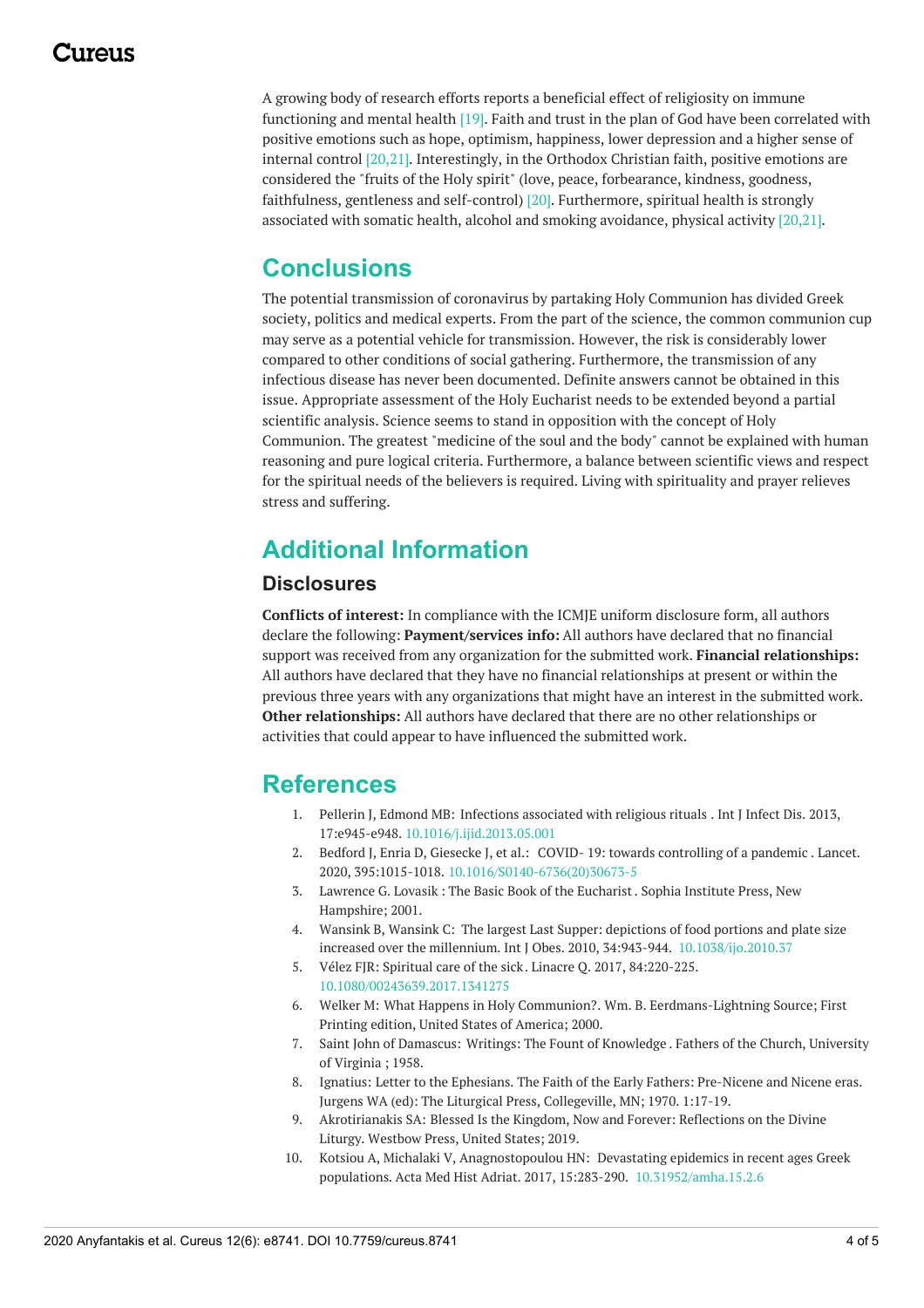A growing body of research efforts reports a beneficial effect of religiosity on immune functioning and mental health [19]. Faith and trust in the plan of God have been correlated with positive emotions such as hope, optimism, happiness, lower depression and a higher sense of internal control [20,21]. Interestingly, in the Orthodox Christian faith, positive emotions are considered the "fruits of the Holy spirit" (love, peace, forbearance, kindness, goodness, faithfulness, gentleness and self-control) [20]. Furthermore, spiritual health is strongly associated with somatic health, alcohol and smoking avoidance, physical activity [20,21].

## Conclusions

The potential transmission of coronavirus by partaking Holy Communion has divided Greek society, politics and medical experts. From the part of the science, the common communion cup may serve as a potential vehicle for transmission. However, the risk is considerably lower compared to other conditions of social gathering. Furthermore, the transmission of any infectious disease has never been documented. Definite answers cannot be obtained in this issue. Appropriate assessment of the Holy Eucharist needs to be extended beyond a partial scientific analysis. Science seems to stand in opposition with the concept of Holy Communion. The greatest "medicine of the soul and the body" cannot be explained with human reasoning and pure logical criteria. Furthermore, a balance between scientific views and respect for the spiritual needs of the believers is required. Living with spirituality and prayer relieves stress and suffering.

## Additional Information

### Disclosures

**Conflicts of interest:** In compliance with the ICMJE uniform disclosure form, all authors declare the following: **Payment/services info:** All authors have declared that no financial support was received from any organization for the submitted work. **Financial relationships:** All authors have declared that they have no financial relationships at present or within the previous three years with any organizations that might have an interest in the submitted work. **Other relationships:** All authors have declared that there are no other relationships or activities that could appear to have influenced the submitted work.

## References

1. Pellerin J, Edmond MB: Infections associated with religious rituals . Int J Infect Dis. 2013, 17:e945-e948. 10.1016/j.ijid.2013.05.001
2. Bedford J, Enria D, Giesecke J, et al.: COVID- 19: towards controlling of a pandemic . Lancet. 2020, 395:1015-1018. 10.1016/S0140-6736(20)30673-5
3. Lawrence G. Lovasik : The Basic Book of the Eucharist . Sophia Institute Press, New Hampshire; 2001.
4. Wansink B, Wansink C: The largest Last Supper: depictions of food portions and plate size increased over the millennium. Int J Obes. 2010, 34:943-944. 10.1038/ijo.2010.37
5. Vélez FJR: Spiritual care of the sick . Linacre Q. 2017, 84:220-225. 10.1080/00243639.2017.1341275
6. Welker M: What Happens in Holy Communion?. Wm. B. Eerdmans-Lightning Source; First Printing edition, United States of America; 2000.
7. Saint John of Damascus: Writings: The Fount of Knowledge . Fathers of the Church, University of Virginia ; 1958.
8. Ignatius: Letter to the Ephesians. The Faith of the Early Fathers: Pre-Nicene and Nicene eras. Jurgens WA (ed): The Liturgical Press, Collegeville, MN; 1970. 1:17-19.
9. Akrotirianakis SA: Blessed Is the Kingdom, Now and Forever: Reflections on the Divine Liturgy. Westbow Press, United States; 2019.
10. Kotsiou A, Michalaki V, Anagnostopoulou HN: Devastating epidemics in recent ages Greek populations. Acta Med Hist Adriat. 2017, 15:283-290. 10.31952/amha.15.2.6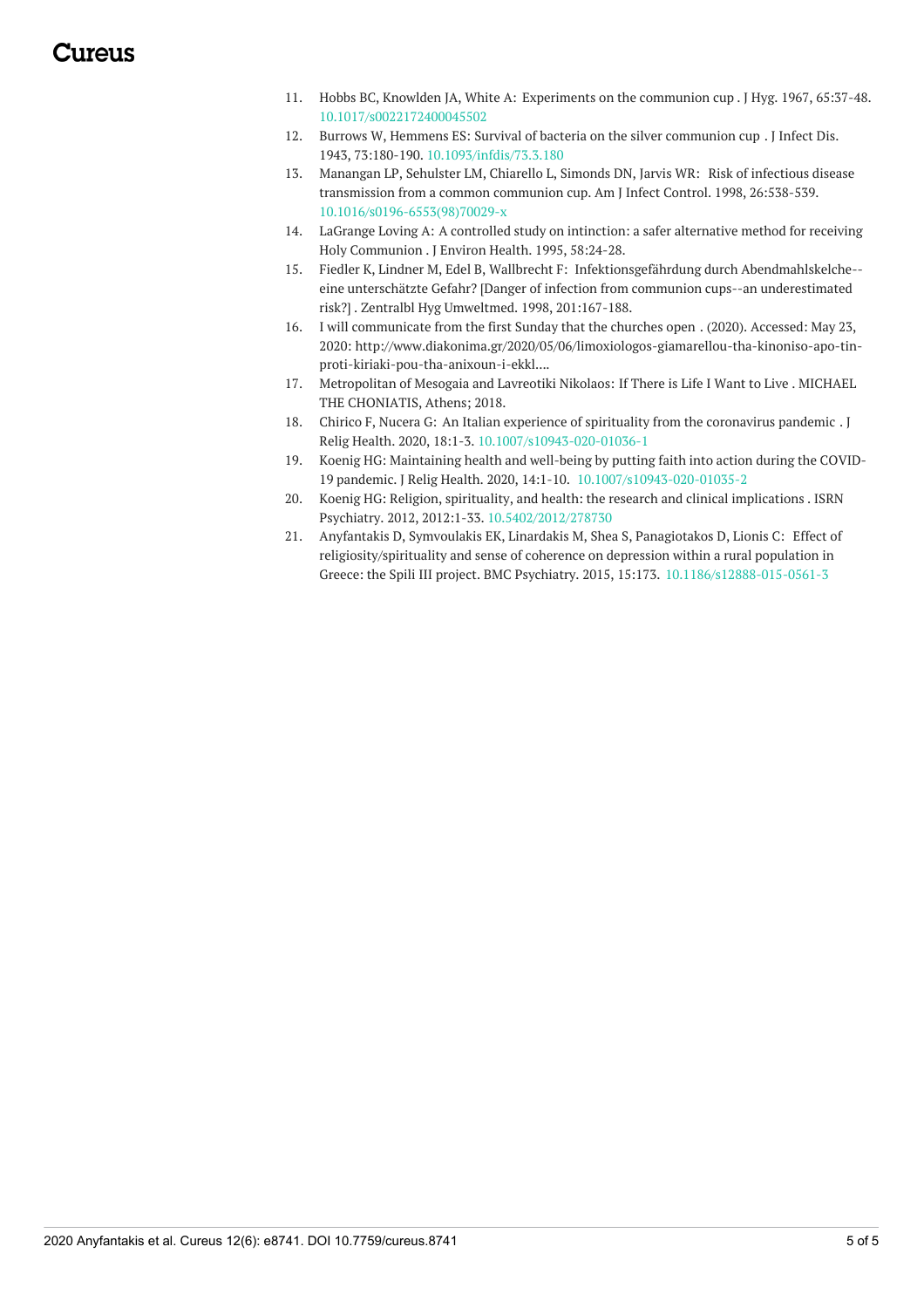11. Hobbs BC, Knowlden JA, White A: Experiments on the communion cup . J Hyg. 1967, 65:37-48. 10.1017/s0022172400045502
12. Burrows W, Hemmens ES: Survival of bacteria on the silver communion cup . J Infect Dis. 1943, 73:180-190. 10.1093/infdis/73.3.180
13. Manangan LP, Sehulster LM, Chiarello L, Simonds DN, Jarvis WR: Risk of infectious disease transmission from a common communion cup. Am J Infect Control. 1998, 26:538-539. 10.1016/s0196-6553(98)70029-x
14. LaGrange Loving A: A controlled study on intinction: a safer alternative method for receiving Holy Communion . J Environ Health. 1995, 58:24-28.
15. Fiedler K, Lindner M, Edel B, Wallbrecht F: Infektionsgefährdung durch Abendmahlskelche--eine unterschätzte Gefahr? [Danger of infection from communion cups--an underestimated risk?] . Zentralbl Hyg Umweltmed. 1998, 201:167-188.
16. I will communicate from the first Sunday that the churches open . (2020). Accessed: May 23, 2020: http://www.diakonima.gr/2020/05/06/limoxiologos-giamarellou-tha-kinoniso-apo-tin-proti-kiriaki-pou-tha-anixoun-i-ekkl....
17. Metropolitan of Mesogaia and Lavreotiki Nikolaos: If There is Life I Want to Live . MICHAEL THE CHONIATIS, Athens; 2018.
18. Chirico F, Nucera G: An Italian experience of spirituality from the coronavirus pandemic . J Relig Health. 2020, 18:1-3. 10.1007/s10943-020-01036-1
19. Koenig HG: Maintaining health and well-being by putting faith into action during the COVID-19 pandemic. J Relig Health. 2020, 14:1-10. 10.1007/s10943-020-01035-2
20. Koenig HG: Religion, spirituality, and health: the research and clinical implications . ISRN Psychiatry. 2012, 2012:1-33. 10.5402/2012/278730
21. Anyfantakis D, Symvoulakis EK, Linardakis M, Shea S, Panagiotakos D, Lionis C: Effect of religiosity/spirituality and sense of coherence on depression within a rural population in Greece: the Spili III project. BMC Psychiatry. 2015, 15:173. 10.1186/s12888-015-0561-3